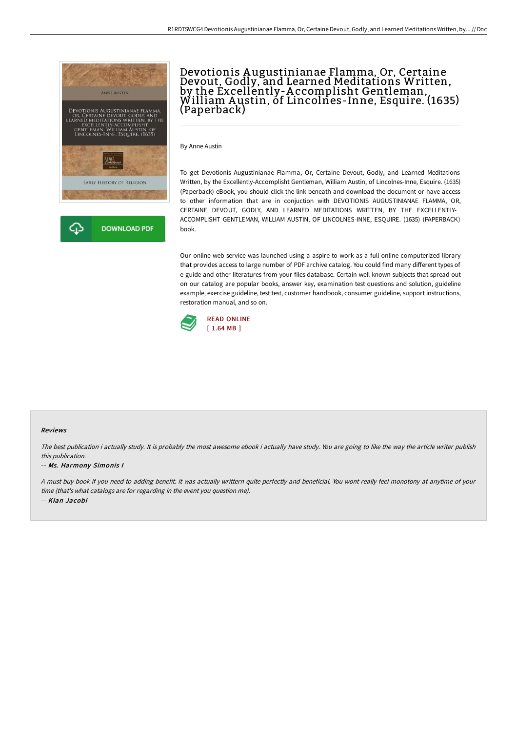# Devotionis Augustinianae Flamma, Or, Certaine Devout, Godly, and Learned Meditations Written, by the Excellently-Accomplisht Gentleman, William Austin, of Lincolnes-Inne, Esquire. (1635) (Paperback)

By Anne Austin

To get Devotionis Augustinianae Flamma, Or, Certaine Devout, Godly, and Learned Meditations Written, by the Excellently-Accomplisht Gentleman, William Austin, of Lincolnes-Inne, Esquire. (1635) (Paperback) eBook, you should click the link beneath and download the document or have access to other information that are in conjuction with DEVOTIONIS AUGUSTINIANAE FLAMMA, OR, CERTAINE DEVOUT, GODLY, AND LEARNED MEDITATIONS WRITTEN, BY THE EXCELLENTLY-ACCOMPLISHT GENTLEMAN, WILLIAM AUSTIN, OF LINCOLNES-INNE, ESQUIRE. (1635) (PAPERBACK) book.

Our online web service was launched using a aspire to work as a full online computerized library that provides access to large number of PDF archive catalog. You could find many different types of e-guide and other literatures from your files database. Certain well-known subjects that spread out on our catalog are popular books, answer key, examination test questions and solution, guideline example, exercise guideline, test test, customer handbook, consumer guideline, support instructions, restoration manual, and so on.

READ ONLINE
[ 1.64 MB ]

DOWNLOAD PDF

### Reviews

*The best publication i actually study. It is probably the most awesome ebook i actually have study. You are going to like the way the article writer publish this publication.*

-- ***Ms. Harmony Simonis I***

*A must buy book if you need to adding benefit. it was actually writtern quite perfectly and beneficial. You wont really feel monotony at anytime of your time (that's what catalogs are for regarding in the event you question me).*

-- ***Kian Jacobi***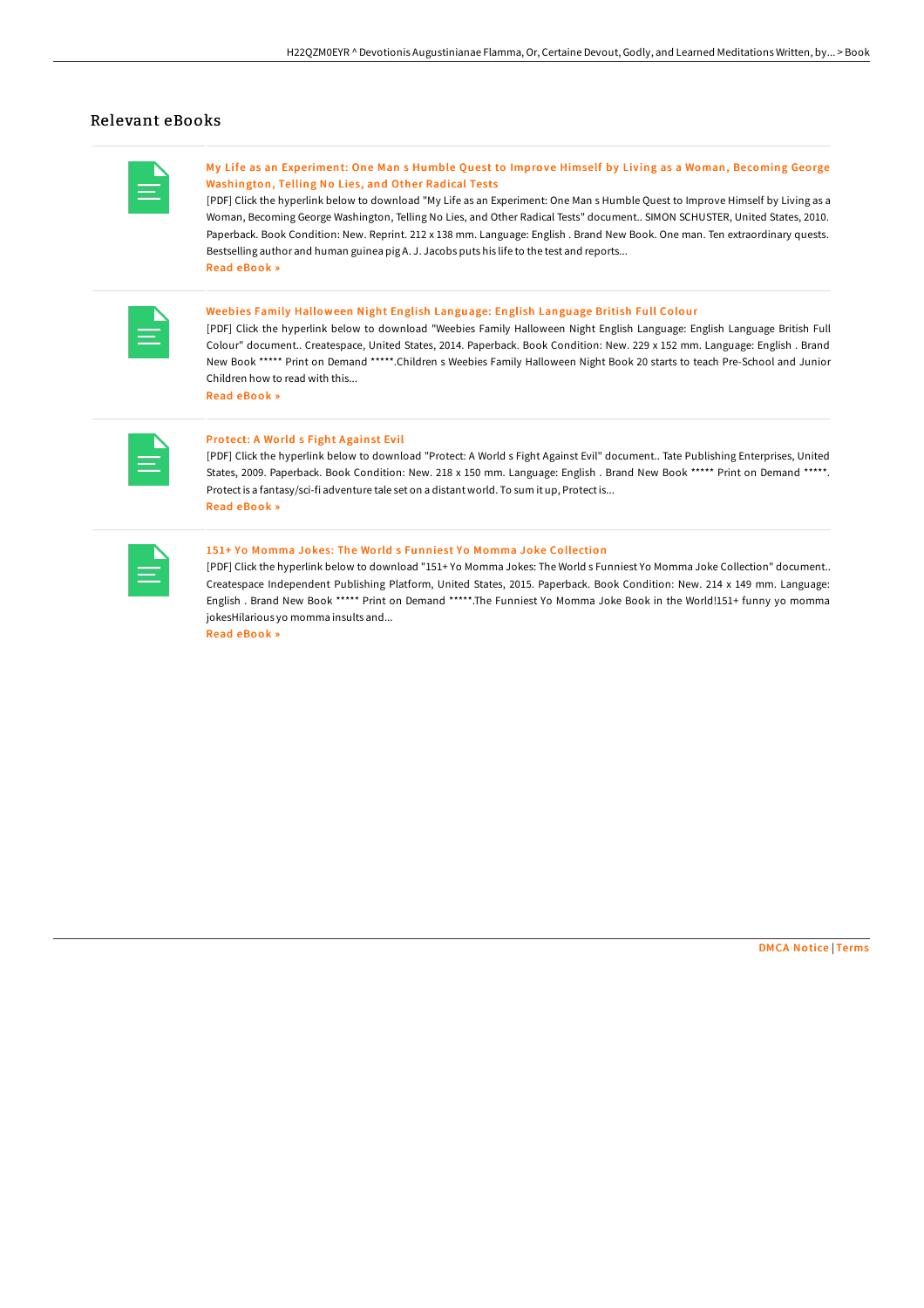## Relevant eBooks

### My Life as an Experiment: One Man s Humble Quest to Improve Himself by Living as a Woman, Becoming George Washington, Telling No Lies, and Other Radical Tests

[PDF] Click the hyperlink below to download "My Life as an Experiment: One Man s Humble Quest to Improve Himself by Living as a Woman, Becoming George Washington, Telling No Lies, and Other Radical Tests" document.. SIMON SCHUSTER, United States, 2010. Paperback. Book Condition: New. Reprint. 212 x 138 mm. Language: English . Brand New Book. One man. Ten extraordinary quests. Bestselling author and human guinea pig A. J. Jacobs puts his life to the test and reports...

Read eBook »

### Weebies Family Halloween Night English Language: English Language British Full Colour

[PDF] Click the hyperlink below to download "Weebies Family Halloween Night English Language: English Language British Full Colour" document.. Createspace, United States, 2014. Paperback. Book Condition: New. 229 x 152 mm. Language: English . Brand New Book ***** Print on Demand *****.Children s Weebies Family Halloween Night Book 20 starts to teach Pre-School and Junior Children how to read with this...

Read eBook »

### Protect: A World s Fight Against Evil

[PDF] Click the hyperlink below to download "Protect: A World s Fight Against Evil" document.. Tate Publishing Enterprises, United States, 2009. Paperback. Book Condition: New. 218 x 150 mm. Language: English . Brand New Book ***** Print on Demand *****. Protect is a fantasy/sci-fi adventure tale set on a distant world. To sum it up, Protect is...

Read eBook »

### 151+ Yo Momma Jokes: The World s Funniest Yo Momma Joke Collection

[PDF] Click the hyperlink below to download "151+ Yo Momma Jokes: The World s Funniest Yo Momma Joke Collection" document.. Createspace Independent Publishing Platform, United States, 2015. Paperback. Book Condition: New. 214 x 149 mm. Language: English . Brand New Book ***** Print on Demand *****.The Funniest Yo Momma Joke Book in the World!151+ funny yo momma jokesHilarious yo momma insults and...

Read eBook »

DMCA Notice | Terms